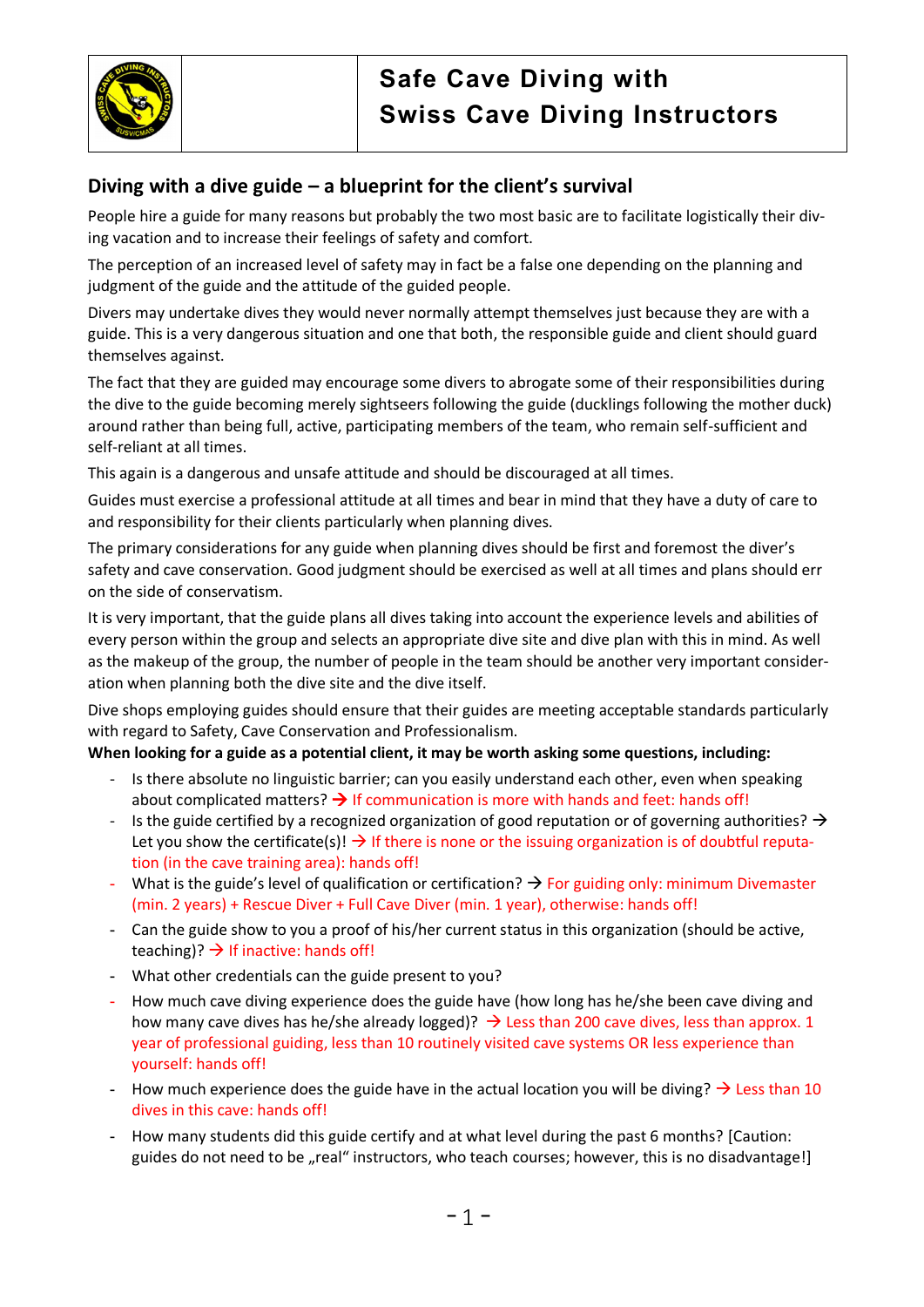# Safe Cave Diving with Swiss Cave Diving Instructors

## Diving with a dive guide – a blueprint for the client's survival

People hire a guide for many reasons but probably the two most basic are to facilitate logistically their diving vacation and to increase their feelings of safety and comfort.

The perception of an increased level of safety may in fact be a false one depending on the planning and judgment of the guide and the attitude of the guided people.

Divers may undertake dives they would never normally attempt themselves just because they are with a guide. This is a very dangerous situation and one that both, the responsible guide and client should guard themselves against.

The fact that they are guided may encourage some divers to abrogate some of their responsibilities during the dive to the guide becoming merely sightseers following the guide (ducklings following the mother duck) around rather than being full, active, participating members of the team, who remain self-sufficient and self-reliant at all times.

This again is a dangerous and unsafe attitude and should be discouraged at all times.

Guides must exercise a professional attitude at all times and bear in mind that they have a duty of care to and responsibility for their clients particularly when planning dives.

The primary considerations for any guide when planning dives should be first and foremost the diver's safety and cave conservation. Good judgment should be exercised as well at all times and plans should err on the side of conservatism.

It is very important, that the guide plans all dives taking into account the experience levels and abilities of every person within the group and selects an appropriate dive site and dive plan with this in mind. As well as the makeup of the group, the number of people in the team should be another very important consideration when planning both the dive site and the dive itself.

Dive shops employing guides should ensure that their guides are meeting acceptable standards particularly with regard to Safety, Cave Conservation and Professionalism.

**When looking for a guide as a potential client, it may be worth asking some questions, including:**

- Is there absolute no linguistic barrier; can you easily understand each other, even when speaking about complicated matters? → If communication is more with hands and feet: hands off!
- Is the guide certified by a recognized organization of good reputation or of governing authorities? → Let you show the certificate(s)! → If there is none or the issuing organization is of doubtful reputation (in the cave training area): hands off!
- What is the guide's level of qualification or certification? → For guiding only: minimum Divemaster (min. 2 years) + Rescue Diver + Full Cave Diver (min. 1 year), otherwise: hands off!
- Can the guide show to you a proof of his/her current status in this organization (should be active, teaching)? → If inactive: hands off!
- What other credentials can the guide present to you?
- How much cave diving experience does the guide have (how long has he/she been cave diving and how many cave dives has he/she already logged)? → Less than 200 cave dives, less than approx. 1 year of professional guiding, less than 10 routinely visited cave systems OR less experience than yourself: hands off!
- How much experience does the guide have in the actual location you will be diving? → Less than 10 dives in this cave: hands off!
- How many students did this guide certify and at what level during the past 6 months? [Caution: guides do not need to be „real" instructors, who teach courses; however, this is no disadvantage!]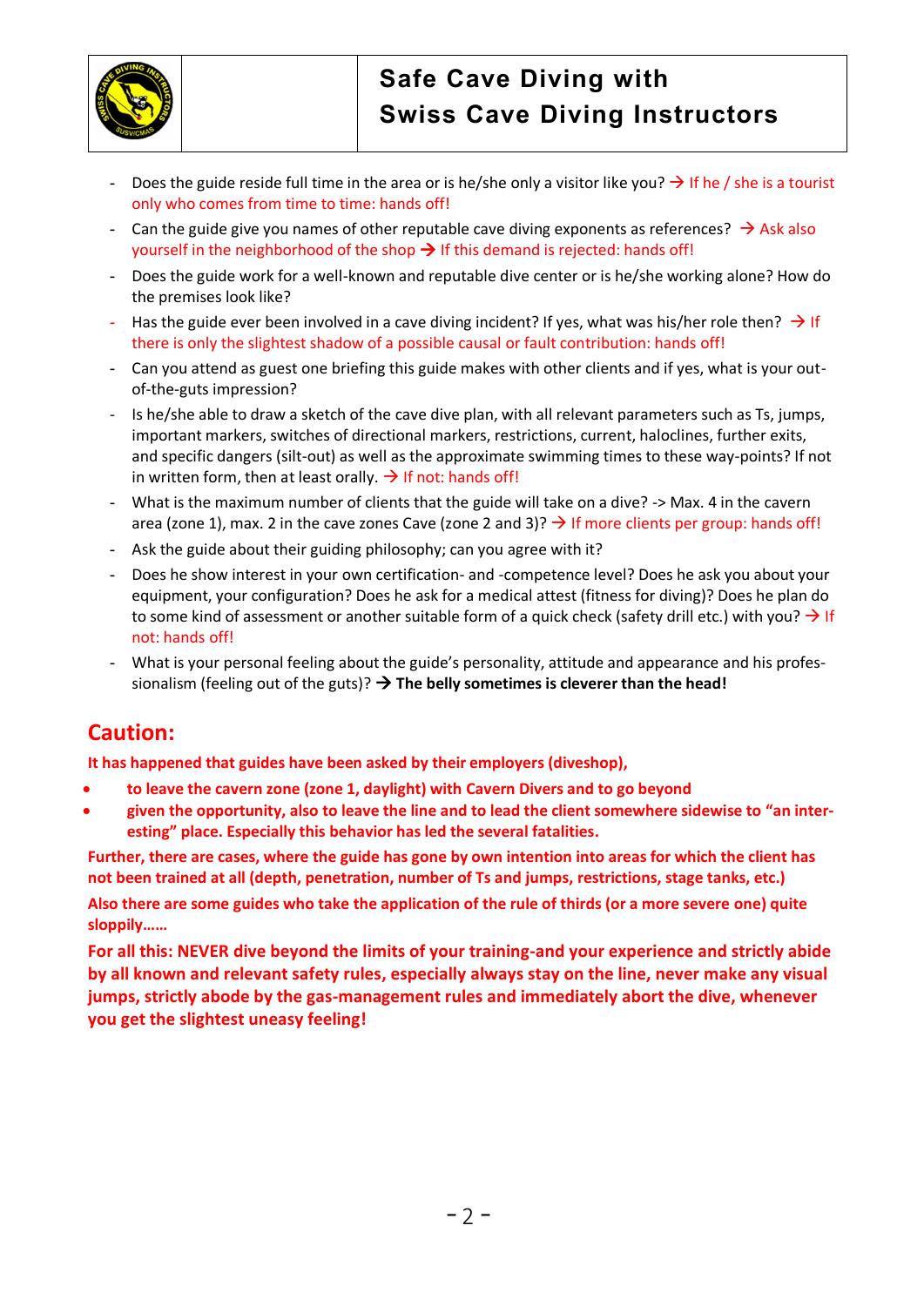- Does the guide reside full time in the area or is he/she only a visitor like you? → If he / she is a tourist only who comes from time to time: hands off!
- Can the guide give you names of other reputable cave diving exponents as references? → Ask also yourself in the neighborhood of the shop → If this demand is rejected: hands off!
- Does the guide work for a well-known and reputable dive center or is he/she working alone? How do the premises look like?
- Has the guide ever been involved in a cave diving incident? If yes, what was his/her role then? → If there is only the slightest shadow of a possible causal or fault contribution: hands off!
- Can you attend as guest one briefing this guide makes with other clients and if yes, what is your out-of-the-guts impression?
- Is he/she able to draw a sketch of the cave dive plan, with all relevant parameters such as Ts, jumps, important markers, switches of directional markers, restrictions, current, haloclines, further exits, and specific dangers (silt-out) as well as the approximate swimming times to these way-points? If not in written form, then at least orally. → If not: hands off!
- What is the maximum number of clients that the guide will take on a dive? -> Max. 4 in the cavern area (zone 1), max. 2 in the cave zones Cave (zone 2 and 3)? → If more clients per group: hands off!
- Ask the guide about their guiding philosophy; can you agree with it?
- Does he show interest in your own certification- and -competence level? Does he ask you about your equipment, your configuration? Does he ask for a medical attest (fitness for diving)? Does he plan do to some kind of assessment or another suitable form of a quick check (safety drill etc.) with you? → If not: hands off!
- What is your personal feeling about the guide's personality, attitude and appearance and his professionalism (feeling out of the guts)? → **The belly sometimes is cleverer than the head!**

## Caution:

**It has happened that guides have been asked by their employers (diveshop),**

- **to leave the cavern zone (zone 1, daylight) with Cavern Divers and to go beyond**
- **given the opportunity, also to leave the line and to lead the client somewhere sidewise to "an interesting" place. Especially this behavior has led the several fatalities.**

**Further, there are cases, where the guide has gone by own intention into areas for which the client has not been trained at all (depth, penetration, number of Ts and jumps, restrictions, stage tanks, etc.)**

**Also there are some guides who take the application of the rule of thirds (or a more severe one) quite sloppily……**

**For all this: NEVER dive beyond the limits of your training-and your experience and strictly abide by all known and relevant safety rules, especially always stay on the line, never make any visual jumps, strictly abode by the gas-management rules and immediately abort the dive, whenever you get the slightest uneasy feeling!**